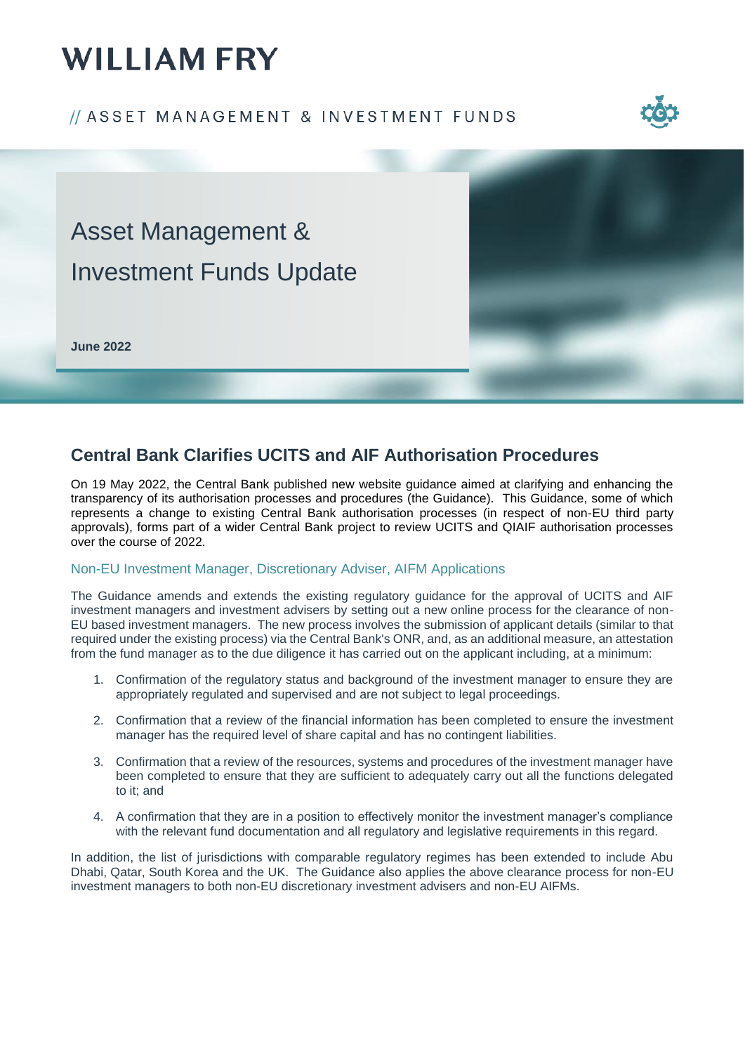# WILLIAM FRY

// ASSET MANAGEMENT & INVESTMENT FUNDS

Asset Management & Investment Funds Update

**June 2022**

## Central Bank Clarifies UCITS and AIF Authorisation Procedures

On 19 May 2022, the Central Bank published new website guidance aimed at clarifying and enhancing the transparency of its authorisation processes and procedures (the Guidance). This Guidance, some of which represents a change to existing Central Bank authorisation processes (in respect of non-EU third party approvals), forms part of a wider Central Bank project to review UCITS and QIAIF authorisation processes over the course of 2022.

### Non-EU Investment Manager, Discretionary Adviser, AIFM Applications

The Guidance amends and extends the existing regulatory guidance for the approval of UCITS and AIF investment managers and investment advisers by setting out a new online process for the clearance of non-EU based investment managers. The new process involves the submission of applicant details (similar to that required under the existing process) via the Central Bank's ONR, and, as an additional measure, an attestation from the fund manager as to the due diligence it has carried out on the applicant including, at a minimum:

1. Confirmation of the regulatory status and background of the investment manager to ensure they are appropriately regulated and supervised and are not subject to legal proceedings.
2. Confirmation that a review of the financial information has been completed to ensure the investment manager has the required level of share capital and has no contingent liabilities.
3. Confirmation that a review of the resources, systems and procedures of the investment manager have been completed to ensure that they are sufficient to adequately carry out all the functions delegated to it; and
4. A confirmation that they are in a position to effectively monitor the investment manager's compliance with the relevant fund documentation and all regulatory and legislative requirements in this regard.

In addition, the list of jurisdictions with comparable regulatory regimes has been extended to include Abu Dhabi, Qatar, South Korea and the UK. The Guidance also applies the above clearance process for non-EU investment managers to both non-EU discretionary investment advisers and non-EU AIFMs.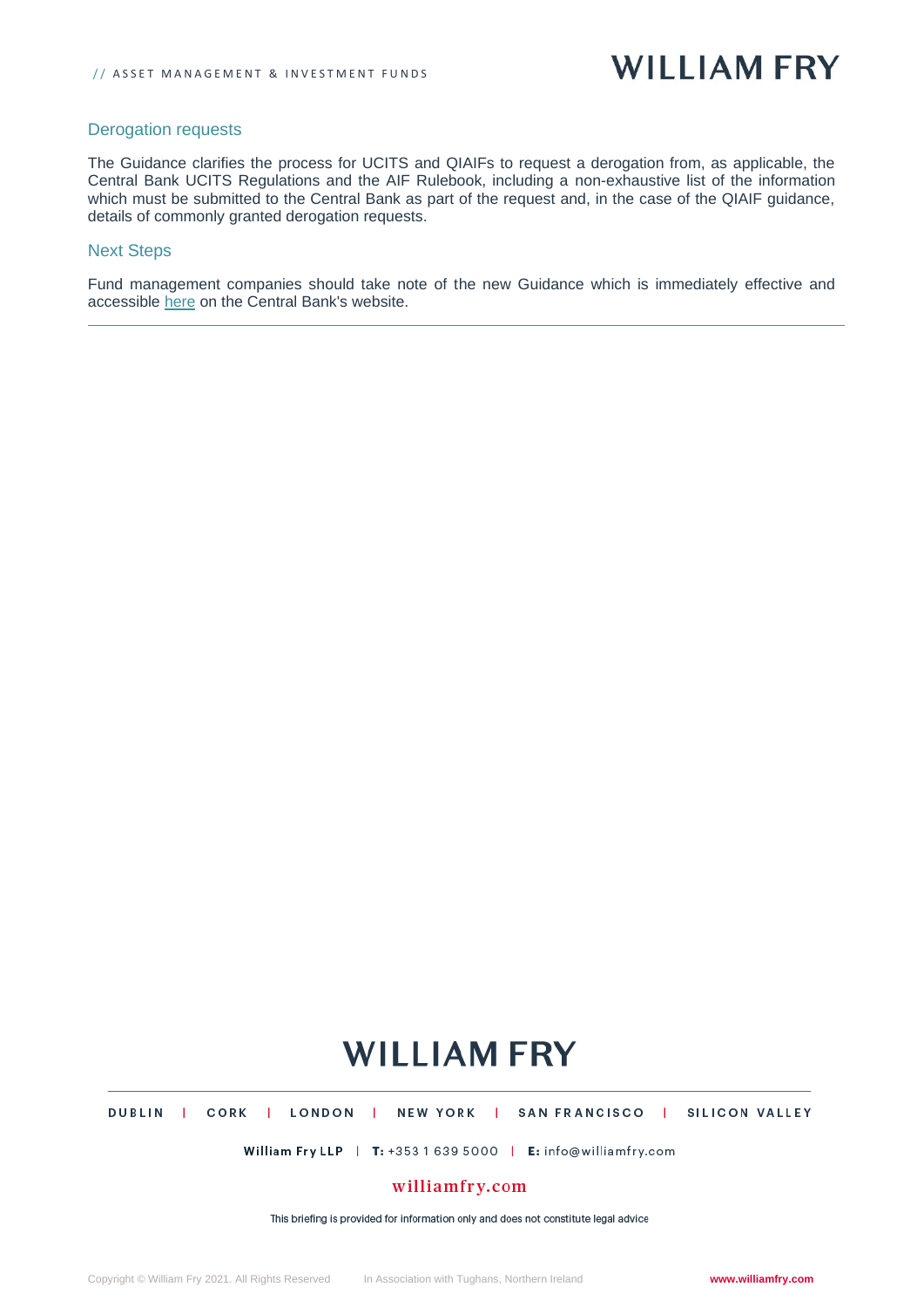## Derogation requests

The Guidance clarifies the process for UCITS and QIAIFs to request a derogation from, as applicable, the Central Bank UCITS Regulations and the AIF Rulebook, including a non-exhaustive list of the information which must be submitted to the Central Bank as part of the request and, in the case of the QIAIF guidance, details of commonly granted derogation requests.

## Next Steps

Fund management companies should take note of the new Guidance which is immediately effective and accessible here on the Central Bank's website.

---

WILLIAM FRY

DUBLIN | CORK | LONDON | NEW YORK | SAN FRANCISCO | SILICON VALLEY

**William Fry LLP** | **T:** +353 1 639 5000 | **E:** info@williamfry.com

williamfry.com

This briefing is provided for information only and does not constitute legal advice

Copyright © William Fry 2021. All Rights Reserved    In Association with Tughans, Northern Ireland    **www.williamfry.com**